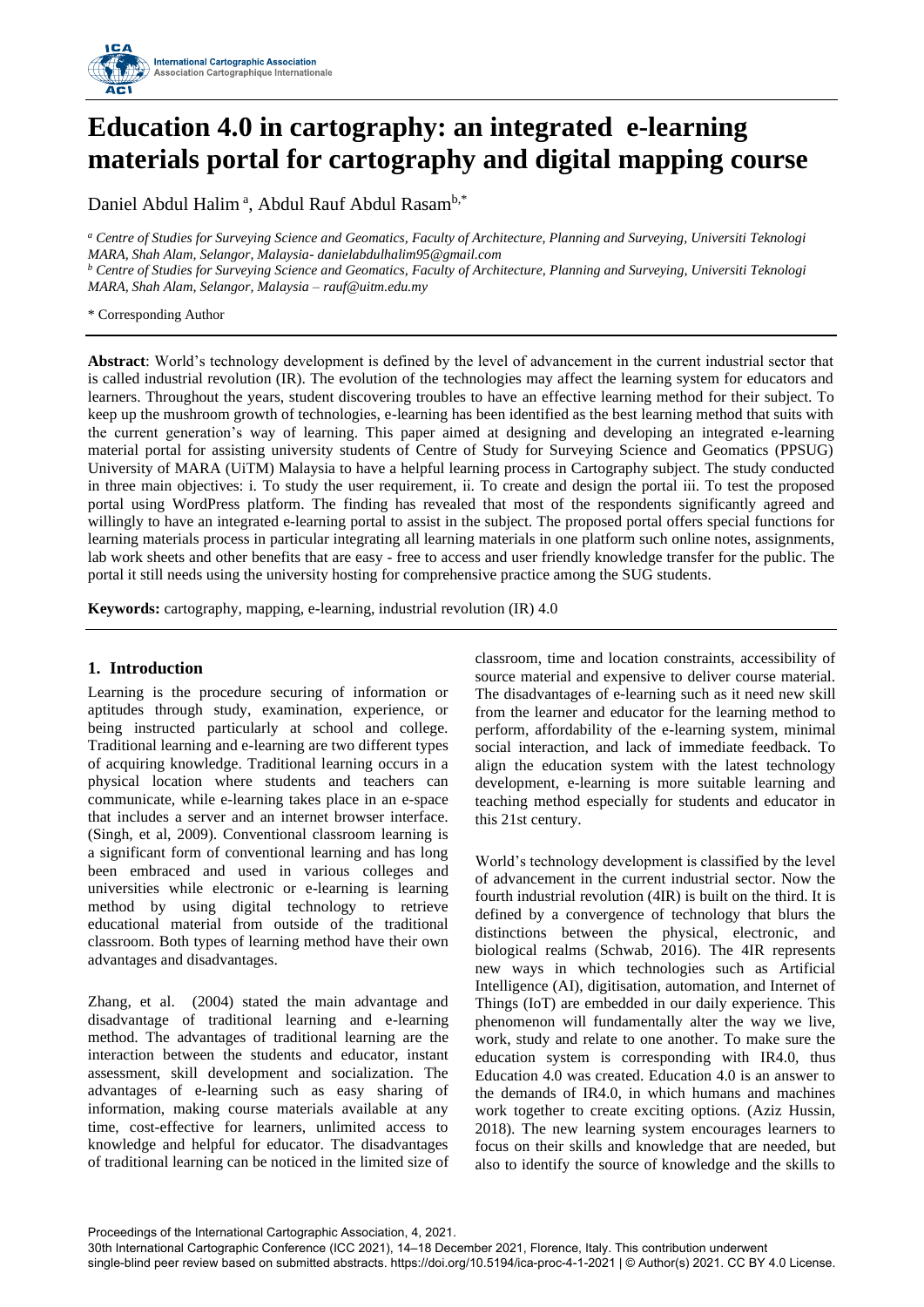# Education 4.0 in cartography: an integrated e-learning materials portal for cartography and digital mapping course

Daniel Abdul Halim [a], Abdul Rauf Abdul Rasam[b,*]

[a] *Centre of Studies for Surveying Science and Geomatics, Faculty of Architecture, Planning and Surveying, Universiti Teknologi MARA, Shah Alam, Selangor, Malaysia- danielabdulhalim95@gmail.com*

[b] *Centre of Studies for Surveying Science and Geomatics, Faculty of Architecture, Planning and Surveying, Universiti Teknologi MARA, Shah Alam, Selangor, Malaysia – rauf@uitm.edu.my*

\* Corresponding Author

**Abstract**: World's technology development is defined by the level of advancement in the current industrial sector that is called industrial revolution (IR). The evolution of the technologies may affect the learning system for educators and learners. Throughout the years, student discovering troubles to have an effective learning method for their subject. To keep up the mushroom growth of technologies, e-learning has been identified as the best learning method that suits with the current generation's way of learning. This paper aimed at designing and developing an integrated e-learning material portal for assisting university students of Centre of Study for Surveying Science and Geomatics (PPSUG) University of MARA (UiTM) Malaysia to have a helpful learning process in Cartography subject. The study conducted in three main objectives: i. To study the user requirement, ii. To create and design the portal iii. To test the proposed portal using WordPress platform. The finding has revealed that most of the respondents significantly agreed and willingly to have an integrated e-learning portal to assist in the subject. The proposed portal offers special functions for learning materials process in particular integrating all learning materials in one platform such online notes, assignments, lab work sheets and other benefits that are easy - free to access and user friendly knowledge transfer for the public. The portal it still needs using the university hosting for comprehensive practice among the SUG students.

**Keywords:** cartography, mapping, e-learning, industrial revolution (IR) 4.0

## 1. Introduction

Learning is the procedure securing of information or aptitudes through study, examination, experience, or being instructed particularly at school and college. Traditional learning and e-learning are two different types of acquiring knowledge. Traditional learning occurs in a physical location where students and teachers can communicate, while e-learning takes place in an e-space that includes a server and an internet browser interface. (Singh, et al, 2009). Conventional classroom learning is a significant form of conventional learning and has long been embraced and used in various colleges and universities while electronic or e-learning is learning method by using digital technology to retrieve educational material from outside of the traditional classroom. Both types of learning method have their own advantages and disadvantages.

Zhang, et al. (2004) stated the main advantage and disadvantage of traditional learning and e-learning method. The advantages of traditional learning are the interaction between the students and educator, instant assessment, skill development and socialization. The advantages of e-learning such as easy sharing of information, making course materials available at any time, cost-effective for learners, unlimited access to knowledge and helpful for educator. The disadvantages of traditional learning can be noticed in the limited size of classroom, time and location constraints, accessibility of source material and expensive to deliver course material. The disadvantages of e-learning such as it need new skill from the learner and educator for the learning method to perform, affordability of the e-learning system, minimal social interaction, and lack of immediate feedback. To align the education system with the latest technology development, e-learning is more suitable learning and teaching method especially for students and educator in this 21st century.

World's technology development is classified by the level of advancement in the current industrial sector. Now the fourth industrial revolution (4IR) is built on the third. It is defined by a convergence of technology that blurs the distinctions between the physical, electronic, and biological realms (Schwab, 2016). The 4IR represents new ways in which technologies such as Artificial Intelligence (AI), digitisation, automation, and Internet of Things (IoT) are embedded in our daily experience. This phenomenon will fundamentally alter the way we live, work, study and relate to one another. To make sure the education system is corresponding with IR4.0, thus Education 4.0 was created. Education 4.0 is an answer to the demands of IR4.0, in which humans and machines work together to create exciting options. (Aziz Hussin, 2018). The new learning system encourages learners to focus on their skills and knowledge that are needed, but also to identify the source of knowledge and the skills to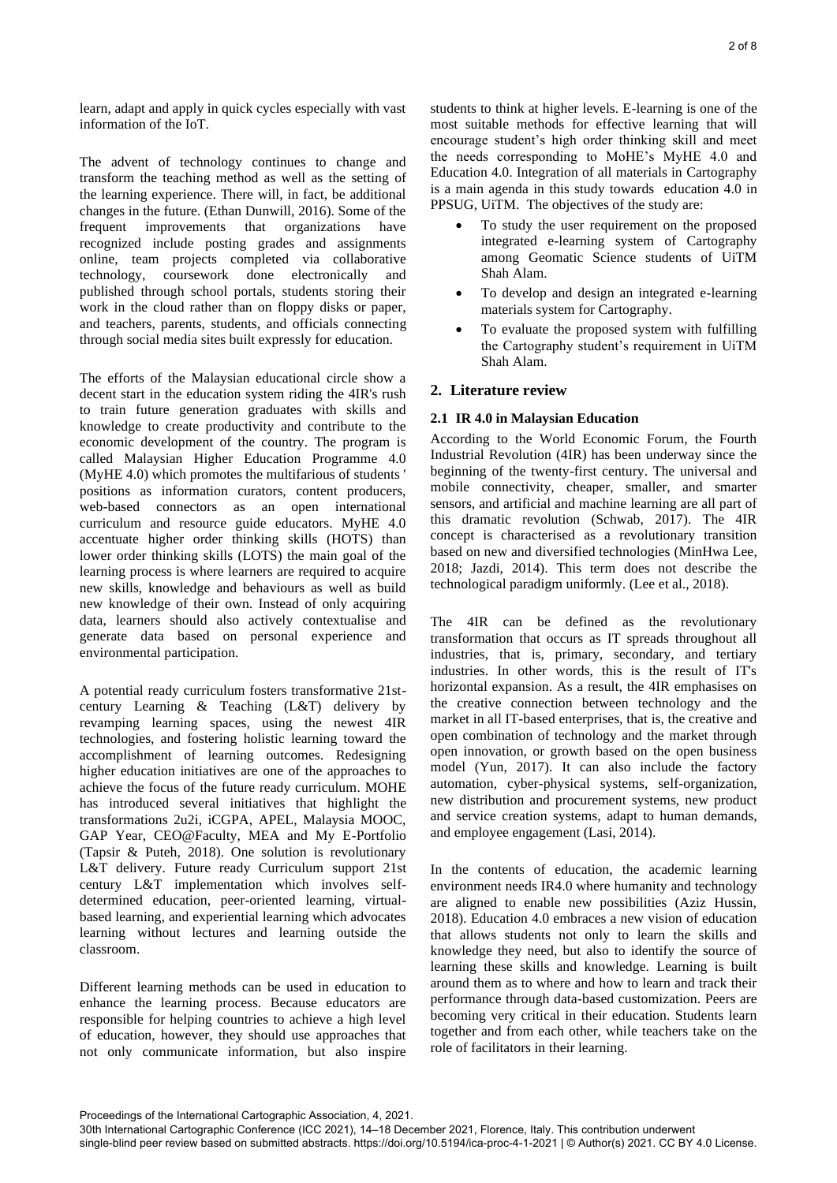learn, adapt and apply in quick cycles especially with vast information of the IoT.

The advent of technology continues to change and transform the teaching method as well as the setting of the learning experience. There will, in fact, be additional changes in the future. (Ethan Dunwill, 2016). Some of the frequent improvements that organizations have recognized include posting grades and assignments online, team projects completed via collaborative technology, coursework done electronically and published through school portals, students storing their work in the cloud rather than on floppy disks or paper, and teachers, parents, students, and officials connecting through social media sites built expressly for education.

The efforts of the Malaysian educational circle show a decent start in the education system riding the 4IR's rush to train future generation graduates with skills and knowledge to create productivity and contribute to the economic development of the country. The program is called Malaysian Higher Education Programme 4.0 (MyHE 4.0) which promotes the multifarious of students ' positions as information curators, content producers, web-based connectors as an open international curriculum and resource guide educators. MyHE 4.0 accentuate higher order thinking skills (HOTS) than lower order thinking skills (LOTS) the main goal of the learning process is where learners are required to acquire new skills, knowledge and behaviours as well as build new knowledge of their own. Instead of only acquiring data, learners should also actively contextualise and generate data based on personal experience and environmental participation.

A potential ready curriculum fosters transformative 21st-century Learning & Teaching (L&T) delivery by revamping learning spaces, using the newest 4IR technologies, and fostering holistic learning toward the accomplishment of learning outcomes. Redesigning higher education initiatives are one of the approaches to achieve the focus of the future ready curriculum. MOHE has introduced several initiatives that highlight the transformations 2u2i, iCGPA, APEL, Malaysia MOOC, GAP Year, CEO@Faculty, MEA and My E-Portfolio (Tapsir & Puteh, 2018). One solution is revolutionary L&T delivery. Future ready Curriculum support 21st century L&T implementation which involves self-determined education, peer-oriented learning, virtual-based learning, and experiential learning which advocates learning without lectures and learning outside the classroom.

Different learning methods can be used in education to enhance the learning process. Because educators are responsible for helping countries to achieve a high level of education, however, they should use approaches that not only communicate information, but also inspire students to think at higher levels. E-learning is one of the most suitable methods for effective learning that will encourage student's high order thinking skill and meet the needs corresponding to MoHE's MyHE 4.0 and Education 4.0. Integration of all materials in Cartography is a main agenda in this study towards education 4.0 in PPSUG, UiTM. The objectives of the study are:

- To study the user requirement on the proposed integrated e-learning system of Cartography among Geomatic Science students of UiTM Shah Alam.
- To develop and design an integrated e-learning materials system for Cartography.
- To evaluate the proposed system with fulfilling the Cartography student's requirement in UiTM Shah Alam.

## 2. Literature review

### 2.1 IR 4.0 in Malaysian Education

According to the World Economic Forum, the Fourth Industrial Revolution (4IR) has been underway since the beginning of the twenty-first century. The universal and mobile connectivity, cheaper, smaller, and smarter sensors, and artificial and machine learning are all part of this dramatic revolution (Schwab, 2017). The 4IR concept is characterised as a revolutionary transition based on new and diversified technologies (MinHwa Lee, 2018; Jazdi, 2014). This term does not describe the technological paradigm uniformly. (Lee et al., 2018).

The 4IR can be defined as the revolutionary transformation that occurs as IT spreads throughout all industries, that is, primary, secondary, and tertiary industries. In other words, this is the result of IT's horizontal expansion. As a result, the 4IR emphasises on the creative connection between technology and the market in all IT-based enterprises, that is, the creative and open combination of technology and the market through open innovation, or growth based on the open business model (Yun, 2017). It can also include the factory automation, cyber-physical systems, self-organization, new distribution and procurement systems, new product and service creation systems, adapt to human demands, and employee engagement (Lasi, 2014).

In the contents of education, the academic learning environment needs IR4.0 where humanity and technology are aligned to enable new possibilities (Aziz Hussin, 2018). Education 4.0 embraces a new vision of education that allows students not only to learn the skills and knowledge they need, but also to identify the source of learning these skills and knowledge. Learning is built around them as to where and how to learn and track their performance through data-based customization. Peers are becoming very critical in their education. Students learn together and from each other, while teachers take on the role of facilitators in their learning.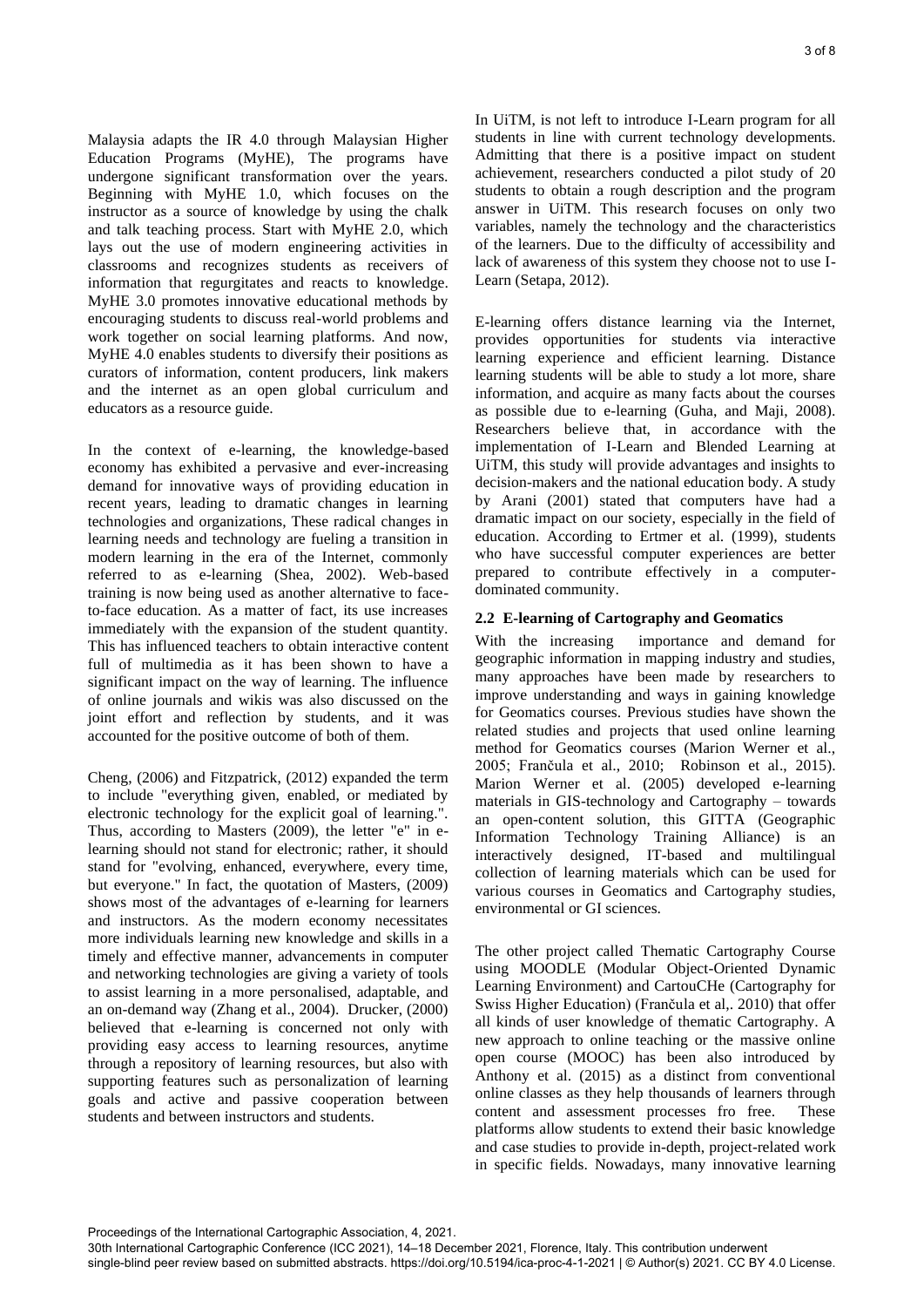Malaysia adapts the IR 4.0 through Malaysian Higher Education Programs (MyHE), The programs have undergone significant transformation over the years. Beginning with MyHE 1.0, which focuses on the instructor as a source of knowledge by using the chalk and talk teaching process. Start with MyHE 2.0, which lays out the use of modern engineering activities in classrooms and recognizes students as receivers of information that regurgitates and reacts to knowledge. MyHE 3.0 promotes innovative educational methods by encouraging students to discuss real-world problems and work together on social learning platforms. And now, MyHE 4.0 enables students to diversify their positions as curators of information, content producers, link makers and the internet as an open global curriculum and educators as a resource guide.

In the context of e-learning, the knowledge-based economy has exhibited a pervasive and ever-increasing demand for innovative ways of providing education in recent years, leading to dramatic changes in learning technologies and organizations, These radical changes in learning needs and technology are fueling a transition in modern learning in the era of the Internet, commonly referred to as e-learning (Shea, 2002). Web-based training is now being used as another alternative to face-to-face education. As a matter of fact, its use increases immediately with the expansion of the student quantity. This has influenced teachers to obtain interactive content full of multimedia as it has been shown to have a significant impact on the way of learning. The influence of online journals and wikis was also discussed on the joint effort and reflection by students, and it was accounted for the positive outcome of both of them.

Cheng, (2006) and Fitzpatrick, (2012) expanded the term to include "everything given, enabled, or mediated by electronic technology for the explicit goal of learning.". Thus, according to Masters (2009), the letter "e" in e-learning should not stand for electronic; rather, it should stand for "evolving, enhanced, everywhere, every time, but everyone." In fact, the quotation of Masters, (2009) shows most of the advantages of e-learning for learners and instructors. As the modern economy necessitates more individuals learning new knowledge and skills in a timely and effective manner, advancements in computer and networking technologies are giving a variety of tools to assist learning in a more personalised, adaptable, and an on-demand way (Zhang et al., 2004). Drucker, (2000) believed that e-learning is concerned not only with providing easy access to learning resources, anytime through a repository of learning resources, but also with supporting features such as personalization of learning goals and active and passive cooperation between students and between instructors and students.

In UiTM, is not left to introduce I-Learn program for all students in line with current technology developments. Admitting that there is a positive impact on student achievement, researchers conducted a pilot study of 20 students to obtain a rough description and the program answer in UiTM. This research focuses on only two variables, namely the technology and the characteristics of the learners. Due to the difficulty of accessibility and lack of awareness of this system they choose not to use I-Learn (Setapa, 2012).

E-learning offers distance learning via the Internet, provides opportunities for students via interactive learning experience and efficient learning. Distance learning students will be able to study a lot more, share information, and acquire as many facts about the courses as possible due to e-learning (Guha, and Maji, 2008). Researchers believe that, in accordance with the implementation of I-Learn and Blended Learning at UiTM, this study will provide advantages and insights to decision-makers and the national education body. A study by Arani (2001) stated that computers have had a dramatic impact on our society, especially in the field of education. According to Ertmer et al. (1999), students who have successful computer experiences are better prepared to contribute effectively in a computer-dominated community.

### 2.2 E-learning of Cartography and Geomatics

With the increasing importance and demand for geographic information in mapping industry and studies, many approaches have been made by researchers to improve understanding and ways in gaining knowledge for Geomatics courses. Previous studies have shown the related studies and projects that used online learning method for Geomatics courses (Marion Werner et al., 2005; Frančula et al., 2010; Robinson et al., 2015). Marion Werner et al. (2005) developed e-learning materials in GIS-technology and Cartography – towards an open-content solution, this GITTA (Geographic Information Technology Training Alliance) is an interactively designed, IT-based and multilingual collection of learning materials which can be used for various courses in Geomatics and Cartography studies, environmental or GI sciences.

The other project called Thematic Cartography Course using MOODLE (Modular Object-Oriented Dynamic Learning Environment) and CartouCHe (Cartography for Swiss Higher Education) (Frančula et al,. 2010) that offer all kinds of user knowledge of thematic Cartography. A new approach to online teaching or the massive online open course (MOOC) has been also introduced by Anthony et al. (2015) as a distinct from conventional online classes as they help thousands of learners through content and assessment processes fro free. These platforms allow students to extend their basic knowledge and case studies to provide in-depth, project-related work in specific fields. Nowadays, many innovative learning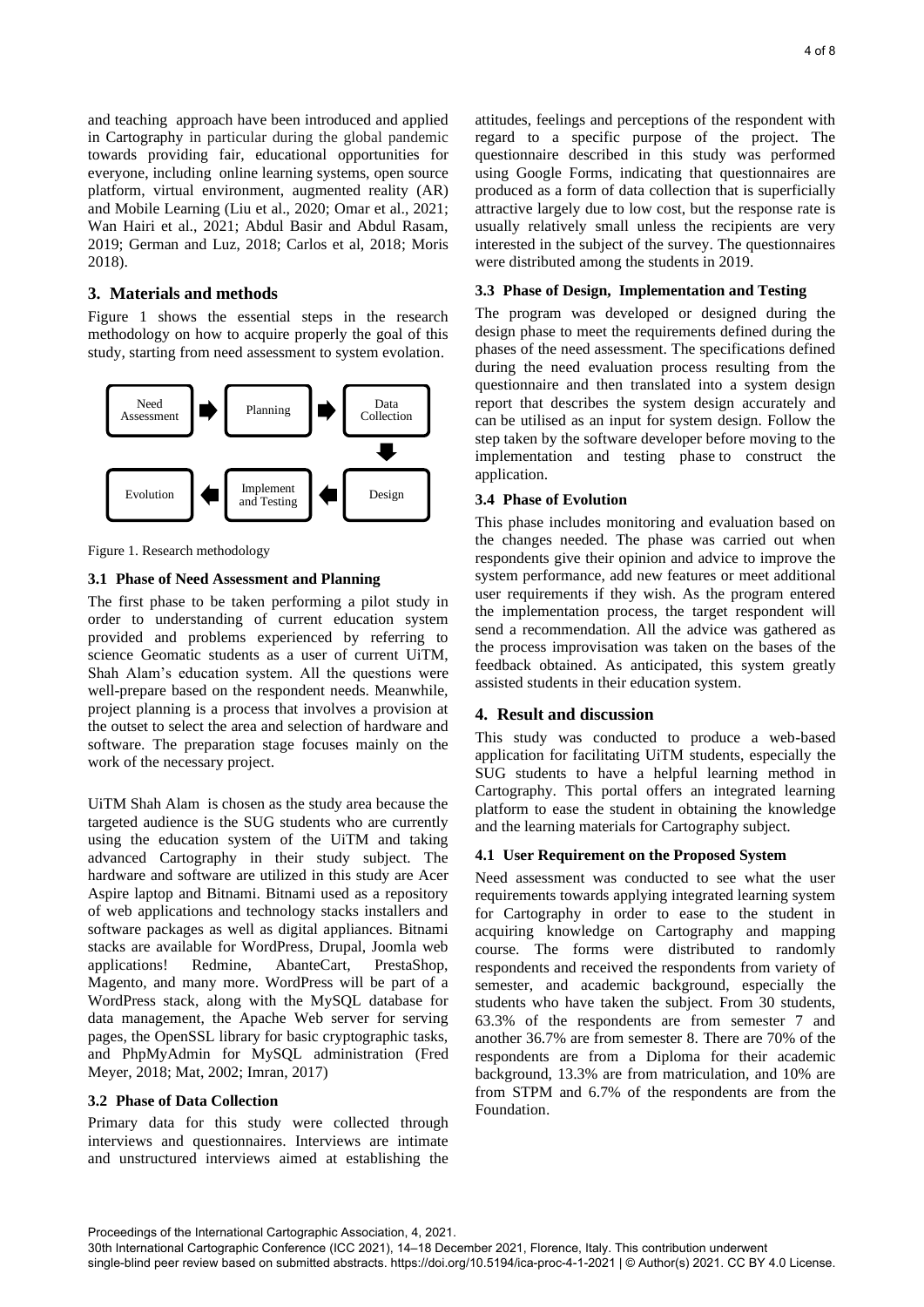and teaching approach have been introduced and applied in Cartography in particular during the global pandemic towards providing fair, educational opportunities for everyone, including online learning systems, open source platform, virtual environment, augmented reality (AR) and Mobile Learning (Liu et al., 2020; Omar et al., 2021; Wan Hairi et al., 2021; Abdul Basir and Abdul Rasam, 2019; German and Luz, 2018; Carlos et al, 2018; Moris 2018).

## 3. Materials and methods

Figure 1 shows the essential steps in the research methodology on how to acquire properly the goal of this study, starting from need assessment to system evolation.

Need Assessment → Planning → Data Collection → Design → Implement and Testing → Evolution

Figure 1. Research methodology

### 3.1 Phase of Need Assessment and Planning

The first phase to be taken performing a pilot study in order to understanding of current education system provided and problems experienced by referring to science Geomatic students as a user of current UiTM, Shah Alam's education system. All the questions were well-prepare based on the respondent needs. Meanwhile, project planning is a process that involves a provision at the outset to select the area and selection of hardware and software. The preparation stage focuses mainly on the work of the necessary project.

UiTM Shah Alam is chosen as the study area because the targeted audience is the SUG students who are currently using the education system of the UiTM and taking advanced Cartography in their study subject. The hardware and software are utilized in this study are Acer Aspire laptop and Bitnami. Bitnami used as a repository of web applications and technology stacks installers and software packages as well as digital appliances. Bitnami stacks are available for WordPress, Drupal, Joomla web applications! Redmine, AbanteCart, PrestaShop, Magento, and many more. WordPress will be part of a WordPress stack, along with the MySQL database for data management, the Apache Web server for serving pages, the OpenSSL library for basic cryptographic tasks, and PhpMyAdmin for MySQL administration (Fred Meyer, 2018; Mat, 2002; Imran, 2017)

### 3.2 Phase of Data Collection

Primary data for this study were collected through interviews and questionnaires. Interviews are intimate and unstructured interviews aimed at establishing the attitudes, feelings and perceptions of the respondent with regard to a specific purpose of the project. The questionnaire described in this study was performed using Google Forms, indicating that questionnaires are produced as a form of data collection that is superficially attractive largely due to low cost, but the response rate is usually relatively small unless the recipients are very interested in the subject of the survey. The questionnaires were distributed among the students in 2019.

### 3.3 Phase of Design, Implementation and Testing

The program was developed or designed during the design phase to meet the requirements defined during the phases of the need assessment. The specifications defined during the need evaluation process resulting from the questionnaire and then translated into a system design report that describes the system design accurately and can be utilised as an input for system design. Follow the step taken by the software developer before moving to the implementation and testing phase to construct the application.

### 3.4 Phase of Evolution

This phase includes monitoring and evaluation based on the changes needed. The phase was carried out when respondents give their opinion and advice to improve the system performance, add new features or meet additional user requirements if they wish. As the program entered the implementation process, the target respondent will send a recommendation. All the advice was gathered as the process improvisation was taken on the bases of the feedback obtained. As anticipated, this system greatly assisted students in their education system.

## 4. Result and discussion

This study was conducted to produce a web-based application for facilitating UiTM students, especially the SUG students to have a helpful learning method in Cartography. This portal offers an integrated learning platform to ease the student in obtaining the knowledge and the learning materials for Cartography subject.

### 4.1 User Requirement on the Proposed System

Need assessment was conducted to see what the user requirements towards applying integrated learning system for Cartography in order to ease to the student in acquiring knowledge on Cartography and mapping course. The forms were distributed to randomly respondents and received the respondents from variety of semester, and academic background, especially the students who have taken the subject. From 30 students, 63.3% of the respondents are from semester 7 and another 36.7% are from semester 8. There are 70% of the respondents are from a Diploma for their academic background, 13.3% are from matriculation, and 10% are from STPM and 6.7% of the respondents are from the Foundation.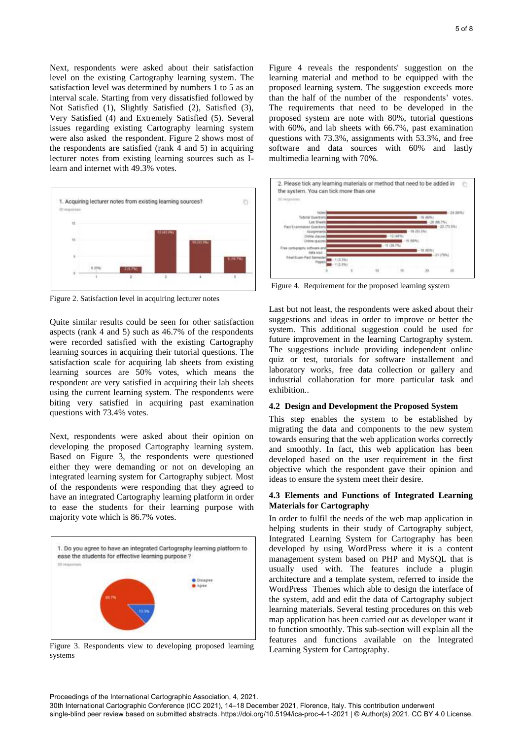Next, respondents were asked about their satisfaction level on the existing Cartography learning system. The satisfaction level was determined by numbers 1 to 5 as an interval scale. Starting from very dissatisfied followed by Not Satisfied (1), Slightly Satisfied (2), Satisfied (3), Very Satisfied (4) and Extremely Satisfied (5). Several issues regarding existing Cartography learning system were also asked the respondent. Figure 2 shows most of the respondents are satisfied (rank 4 and 5) in acquiring lecturer notes from existing learning sources such as I-learn and internet with 49.3% votes.

Figure 2. Satisfaction level in acquiring lecturer notes

Quite similar results could be seen for other satisfaction aspects (rank 4 and 5) such as 46.7% of the respondents were recorded satisfied with the existing Cartography learning sources in acquiring their tutorial questions. The satisfaction scale for acquiring lab sheets from existing learning sources are 50% votes, which means the respondent are very satisfied in acquiring their lab sheets using the current learning system. The respondents were biting very satisfied in acquiring past examination questions with 73.4% votes.

Next, respondents were asked about their opinion on developing the proposed Cartography learning system. Based on Figure 3, the respondents were questioned either they were demanding or not on developing an integrated learning system for Cartography subject. Most of the respondents were responding that they agreed to have an integrated Cartography learning platform in order to ease the students for their learning purpose with majority vote which is 86.7% votes.

Figure 3. Respondents view to developing proposed learning systems

Figure 4 reveals the respondents' suggestion on the learning material and method to be equipped with the proposed learning system. The suggestion exceeds more than the half of the number of the respondents' votes. The requirements that need to be developed in the proposed system are note with 80%, tutorial questions with 60%, and lab sheets with 66.7%, past examination questions with 73.3%, assignments with 53.3%, and free software and data sources with 60% and lastly multimedia learning with 70%.

Figure 4. Requirement for the proposed learning system

Last but not least, the respondents were asked about their suggestions and ideas in order to improve or better the system. This additional suggestion could be used for future improvement in the learning Cartography system. The suggestions include providing independent online quiz or test, tutorials for software installement and laboratory works, free data collection or gallery and industrial collaboration for more particular task and exhibition..

### 4.2 Design and Development the Proposed System

This step enables the system to be established by migrating the data and components to the new system towards ensuring that the web application works correctly and smoothly. In fact, this web application has been developed based on the user requirement in the first objective which the respondent gave their opinion and ideas to ensure the system meet their desire.

### 4.3 Elements and Functions of Integrated Learning Materials for Cartography

In order to fulfil the needs of the web map application in helping students in their study of Cartography subject, Integrated Learning System for Cartography has been developed by using WordPress where it is a content management system based on PHP and MySQL that is usually used with. The features include a plugin architecture and a template system, referred to inside the WordPress Themes which able to design the interface of the system, add and edit the data of Cartography subject learning materials. Several testing procedures on this web map application has been carried out as developer want it to function smoothly. This sub-section will explain all the features and functions available on the Integrated Learning System for Cartography.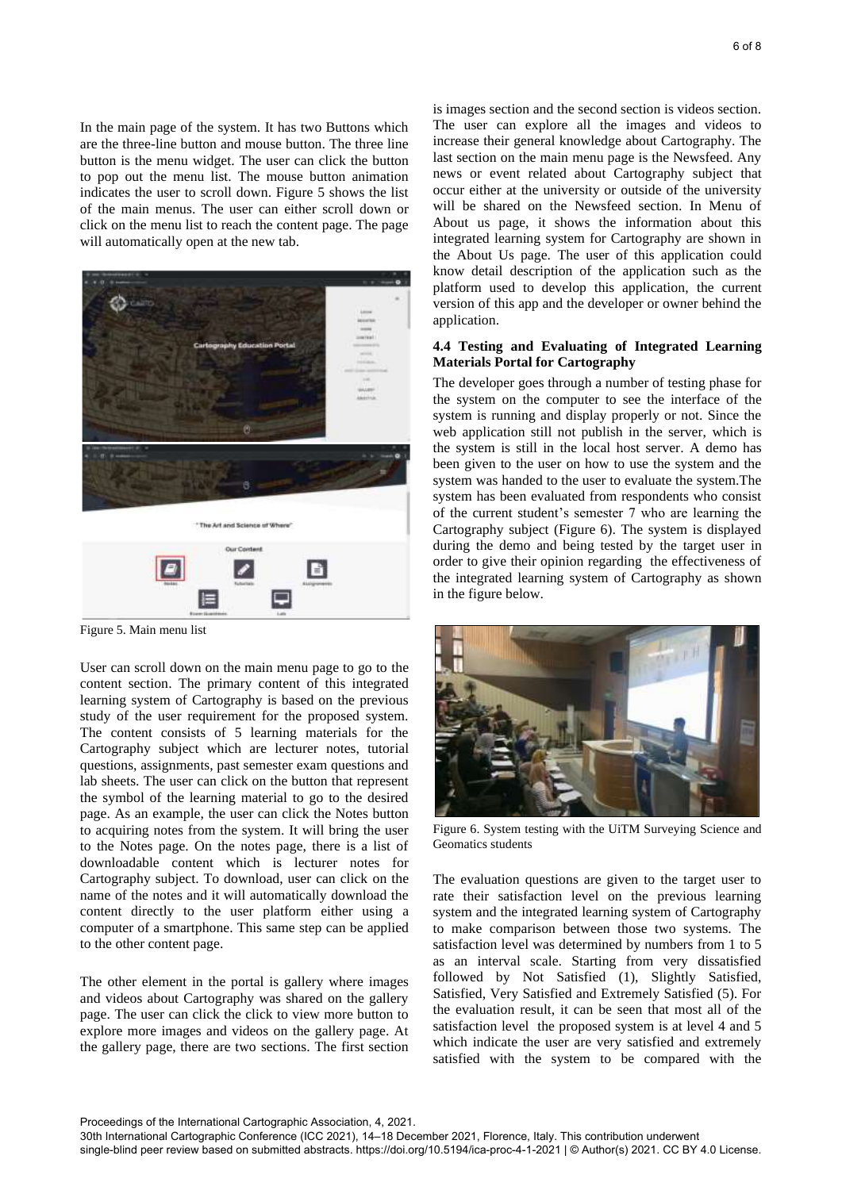In the main page of the system. It has two Buttons which are the three-line button and mouse button. The three line button is the menu widget. The user can click the button to pop out the menu list. The mouse button animation indicates the user to scroll down. Figure 5 shows the list of the main menus. The user can either scroll down or click on the menu list to reach the content page. The page will automatically open at the new tab.

Figure 5. Main menu list

User can scroll down on the main menu page to go to the content section. The primary content of this integrated learning system of Cartography is based on the previous study of the user requirement for the proposed system. The content consists of 5 learning materials for the Cartography subject which are lecturer notes, tutorial questions, assignments, past semester exam questions and lab sheets. The user can click on the button that represent the symbol of the learning material to go to the desired page. As an example, the user can click the Notes button to acquiring notes from the system. It will bring the user to the Notes page. On the notes page, there is a list of downloadable content which is lecturer notes for Cartography subject. To download, user can click on the name of the notes and it will automatically download the content directly to the user platform either using a computer of a smartphone. This same step can be applied to the other content page.

The other element in the portal is gallery where images and videos about Cartography was shared on the gallery page. The user can click the click to view more button to explore more images and videos on the gallery page. At the gallery page, there are two sections. The first section is images section and the second section is videos section. The user can explore all the images and videos to increase their general knowledge about Cartography. The last section on the main menu page is the Newsfeed. Any news or event related about Cartography subject that occur either at the university or outside of the university will be shared on the Newsfeed section. In Menu of About us page, it shows the information about this integrated learning system for Cartography are shown in the About Us page. The user of this application could know detail description of the application such as the platform used to develop this application, the current version of this app and the developer or owner behind the application.

### 4.4 Testing and Evaluating of Integrated Learning Materials Portal for Cartography

The developer goes through a number of testing phase for the system on the computer to see the interface of the system is running and display properly or not. Since the web application still not publish in the server, which is the system is still in the local host server. A demo has been given to the user on how to use the system and the system was handed to the user to evaluate the system.The system has been evaluated from respondents who consist of the current student's semester 7 who are learning the Cartography subject (Figure 6). The system is displayed during the demo and being tested by the target user in order to give their opinion regarding the effectiveness of the integrated learning system of Cartography as shown in the figure below.

Figure 6. System testing with the UiTM Surveying Science and Geomatics students

The evaluation questions are given to the target user to rate their satisfaction level on the previous learning system and the integrated learning system of Cartography to make comparison between those two systems. The satisfaction level was determined by numbers from 1 to 5 as an interval scale. Starting from very dissatisfied followed by Not Satisfied (1), Slightly Satisfied, Satisfied, Very Satisfied and Extremely Satisfied (5). For the evaluation result, it can be seen that most all of the satisfaction level the proposed system is at level 4 and 5 which indicate the user are very satisfied and extremely satisfied with the system to be compared with the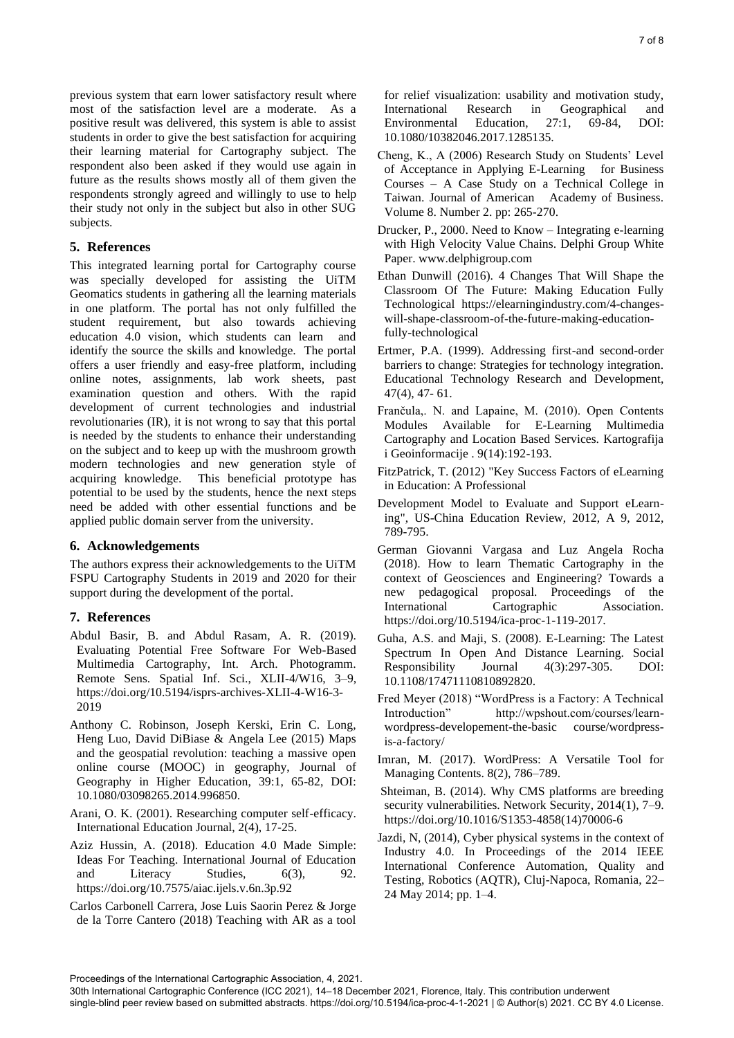previous system that earn lower satisfactory result where most of the satisfaction level are a moderate. As a positive result was delivered, this system is able to assist students in order to give the best satisfaction for acquiring their learning material for Cartography subject. The respondent also been asked if they would use again in future as the results shows mostly all of them given the respondents strongly agreed and willingly to use to help their study not only in the subject but also in other SUG subjects.

## 5. References

This integrated learning portal for Cartography course was specially developed for assisting the UiTM Geomatics students in gathering all the learning materials in one platform. The portal has not only fulfilled the student requirement, but also towards achieving education 4.0 vision, which students can learn and identify the source the skills and knowledge. The portal offers a user friendly and easy-free platform, including online notes, assignments, lab work sheets, past examination question and others. With the rapid development of current technologies and industrial revolutionaries (IR), it is not wrong to say that this portal is needed by the students to enhance their understanding on the subject and to keep up with the mushroom growth modern technologies and new generation style of acquiring knowledge. This beneficial prototype has potential to be used by the students, hence the next steps need be added with other essential functions and be applied public domain server from the university.

## 6. Acknowledgements

The authors express their acknowledgements to the UiTM FSPU Cartography Students in 2019 and 2020 for their support during the development of the portal.

## 7. References

Abdul Basir, B. and Abdul Rasam, A. R. (2019). Evaluating Potential Free Software For Web-Based Multimedia Cartography, Int. Arch. Photogramm. Remote Sens. Spatial Inf. Sci., XLII-4/W16, 3–9, https://doi.org/10.5194/isprs-archives-XLII-4-W16-3-2019

Anthony C. Robinson, Joseph Kerski, Erin C. Long, Heng Luo, David DiBiase & Angela Lee (2015) Maps and the geospatial revolution: teaching a massive open online course (MOOC) in geography, Journal of Geography in Higher Education, 39:1, 65-82, DOI: 10.1080/03098265.2014.996850.

Arani, O. K. (2001). Researching computer self-efficacy. International Education Journal, 2(4), 17-25.

Aziz Hussin, A. (2018). Education 4.0 Made Simple: Ideas For Teaching. International Journal of Education and Literacy Studies, 6(3), 92. https://doi.org/10.7575/aiac.ijels.v.6n.3p.92

Carlos Carbonell Carrera, Jose Luis Saorin Perez & Jorge de la Torre Cantero (2018) Teaching with AR as a tool for relief visualization: usability and motivation study, International Research in Geographical and Environmental Education, 27:1, 69-84, DOI: 10.1080/10382046.2017.1285135.

Cheng, K., A (2006) Research Study on Students' Level of Acceptance in Applying E-Learning for Business Courses – A Case Study on a Technical College in Taiwan. Journal of American Academy of Business. Volume 8. Number 2. pp: 265-270.

Drucker, P., 2000. Need to Know – Integrating e-learning with High Velocity Value Chains. Delphi Group White Paper. www.delphigroup.com

Ethan Dunwill (2016). 4 Changes That Will Shape the Classroom Of The Future: Making Education Fully Technological https://elearningindustry.com/4-changes-will-shape-classroom-of-the-future-making-education-fully-technological

Ertmer, P.A. (1999). Addressing first-and second-order barriers to change: Strategies for technology integration. Educational Technology Research and Development, 47(4), 47- 61.

Frančula,. N. and Lapaine, M. (2010). Open Contents Modules Available for E-Learning Multimedia Cartography and Location Based Services. Kartografija i Geoinformacije . 9(14):192-193.

FitzPatrick, T. (2012) "Key Success Factors of eLearning in Education: A Professional Development Model to Evaluate and Support eLearning", US-China Education Review, 2012, A 9, 2012, 789-795.

German Giovanni Vargasa and Luz Angela Rocha (2018). How to learn Thematic Cartography in the context of Geosciences and Engineering? Towards a new pedagogical proposal. Proceedings of the International Cartographic Association. https://doi.org/10.5194/ica-proc-1-119-2017.

Guha, A.S. and Maji, S. (2008). E-Learning: The Latest Spectrum In Open And Distance Learning. Social Responsibility Journal 4(3):297-305. DOI: 10.1108/17471110810892820.

Fred Meyer (2018) "WordPress is a Factory: A Technical Introduction" http://wpshout.com/courses/learn-wordpress-developement-the-basic course/wordpress-is-a-factory/

Imran, M. (2017). WordPress: A Versatile Tool for Managing Contents. 8(2), 786–789.

Shteiman, B. (2014). Why CMS platforms are breeding security vulnerabilities. Network Security, 2014(1), 7–9. https://doi.org/10.1016/S1353-4858(14)70006-6

Jazdi, N, (2014), Cyber physical systems in the context of Industry 4.0. In Proceedings of the 2014 IEEE International Conference Automation, Quality and Testing, Robotics (AQTR), Cluj-Napoca, Romania, 22–24 May 2014; pp. 1–4.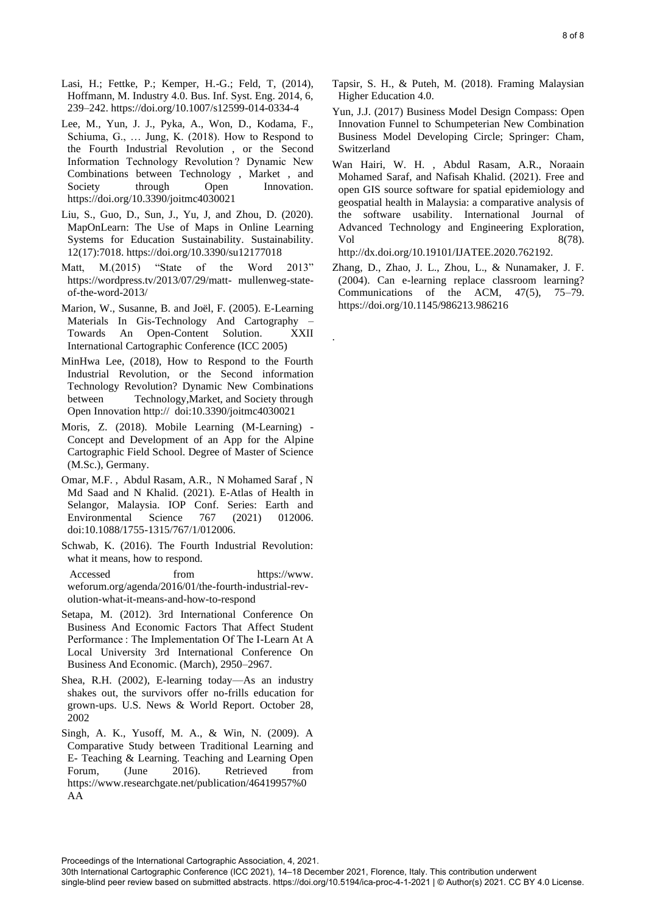Lasi, H.; Fettke, P.; Kemper, H.-G.; Feld, T, (2014), Hoffmann, M. Industry 4.0. Bus. Inf. Syst. Eng. 2014, 6, 239–242. https://doi.org/10.1007/s12599-014-0334-4

Lee, M., Yun, J. J., Pyka, A., Won, D., Kodama, F., Schiuma, G., … Jung, K. (2018). How to Respond to the Fourth Industrial Revolution , or the Second Information Technology Revolution ? Dynamic New Combinations between Technology , Market , and Society through Open Innovation. https://doi.org/10.3390/joitmc4030021

Liu, S., Guo, D., Sun, J., Yu, J, and Zhou, D. (2020). MapOnLearn: The Use of Maps in Online Learning Systems for Education Sustainability. Sustainability. 12(17):7018. https://doi.org/10.3390/su12177018

Matt, M.(2015) "State of the Word 2013" https://wordpress.tv/2013/07/29/matt- mullenweg-state-of-the-word-2013/

Marion, W., Susanne, B. and Joël, F. (2005). E-Learning Materials In Gis-Technology And Cartography – Towards An Open-Content Solution. XXII International Cartographic Conference (ICC 2005)

MinHwa Lee, (2018), How to Respond to the Fourth Industrial Revolution, or the Second information Technology Revolution? Dynamic New Combinations between Technology,Market, and Society through Open Innovation http:// doi:10.3390/joitmc4030021

Moris, Z. (2018). Mobile Learning (M-Learning) - Concept and Development of an App for the Alpine Cartographic Field School. Degree of Master of Science (M.Sc.), Germany.

Omar, M.F. , Abdul Rasam, A.R., N Mohamed Saraf , N Md Saad and N Khalid. (2021). E-Atlas of Health in Selangor, Malaysia. IOP Conf. Series: Earth and Environmental Science 767 (2021) 012006. doi:10.1088/1755-1315/767/1/012006.

Schwab, K. (2016). The Fourth Industrial Revolution: what it means, how to respond.
Accessed from https://www. weforum.org/agenda/2016/01/the-fourth-industrial-rev-olution-what-it-means-and-how-to-respond

Setapa, M. (2012). 3rd International Conference On Business And Economic Factors That Affect Student Performance : The Implementation Of The I-Learn At A Local University 3rd International Conference On Business And Economic. (March), 2950–2967.

Shea, R.H. (2002), E-learning today—As an industry shakes out, the survivors offer no-frills education for grown-ups. U.S. News & World Report. October 28, 2002

Singh, A. K., Yusoff, M. A., & Win, N. (2009). A Comparative Study between Traditional Learning and E- Teaching & Learning. Teaching and Learning Open Forum, (June 2016). Retrieved from https://www.researchgate.net/publication/46419957%0AA

Tapsir, S. H., & Puteh, M. (2018). Framing Malaysian Higher Education 4.0.

Yun, J.J. (2017) Business Model Design Compass: Open Innovation Funnel to Schumpeterian New Combination Business Model Developing Circle; Springer: Cham, Switzerland

Wan Hairi, W. H. , Abdul Rasam, A.R., Noraain Mohamed Saraf, and Nafisah Khalid. (2021). Free and open GIS source software for spatial epidemiology and geospatial health in Malaysia: a comparative analysis of the software usability. International Journal of Advanced Technology and Engineering Exploration, Vol 8(78). http://dx.doi.org/10.19101/IJATEE.2020.762192.

Zhang, D., Zhao, J. L., Zhou, L., & Nunamaker, J. F. (2004). Can e-learning replace classroom learning? Communications of the ACM, 47(5), 75–79. https://doi.org/10.1145/986213.986216

.